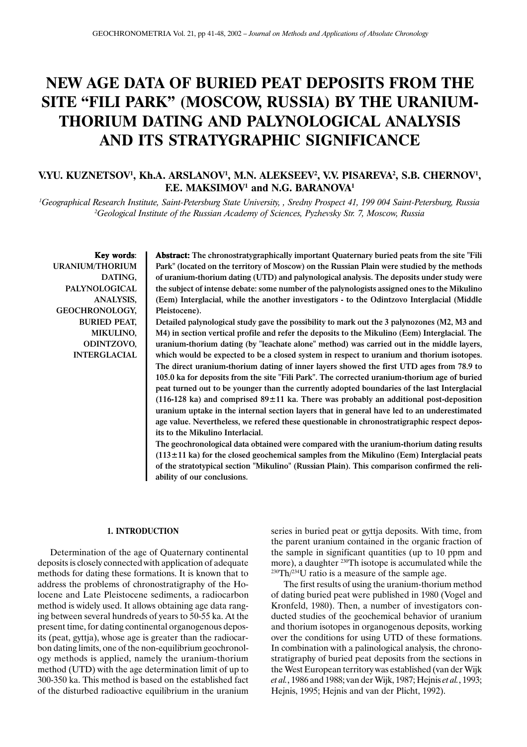# NEW AGE DATA OF BURIED PEAT DEPOSITS FROM THE SITE "FILI PARK" (MOSCOW, RUSSIA) BY THE URANIUM-THORIUM DATING AND PALYNOLOGICAL ANALYSIS AND ITS STRATYGRAPHIC SIGNIFICANCE

**V.YU. KUZNETSOV[1], Kh.A. ARSLANOV[1], M.N. ALEKSEEV[2], V.V. PISAREVA[2], S.B. CHERNOV[1], F.E. MAKSIMOV[1] and N.G. BARANOVA[1]**

*[1]Geographical Research Institute, Saint-Petersburg State University, , Sredny Prospect 41, 199 004 Saint-Petersburg, Russia*
*[2]Geological Institute of the Russian Academy of Sciences, Pyzhevsky Str. 7, Moscow, Russia*

**Key words**: URANIUM/THORIUM DATING, PALYNOLOGICAL ANALYSIS, GEOCHRONOLOGY, BURIED PEAT, MIKULINO, ODINTZOVO, INTERGLACIAL

**Abstract: The chronostratygraphically important Quaternary buried peats from the site "Fili Park" (located on the territory of Moscow) on the Russian Plain were studied by the methods of uranium-thorium dating (UTD) and palynological analysis. The deposits under study were the subject of intense debate: some number of the palynologists assigned ones to the Mikulino (Eem) Interglacial, while the another investigators - to the Odintzovo Interglacial (Middle Pleistocene).**

**Detailed palynological study gave the possibility to mark out the 3 palynozones (M2, M3 and M4) in section vertical profile and refer the deposits to the Mikulino (Eem) Interglacial. The uranium-thorium dating (by "leachate alone" method) was carried out in the middle layers, which would be expected to be a closed system in respect to uranium and thorium isotopes. The direct uranium-thorium dating of inner layers showed the first UTD ages from 78.9 to 105.0 ka for deposits from the site "Fili Park". The corrected uranium-thorium age of buried peat turned out to be younger than the currently adopted boundaries of the last Interglacial (116-128 ka) and comprised 89±11 ka. There was probably an additional post-deposition uranium uptake in the internal section layers that in general have led to an underestimated age value. Nevertheless, we refered these questionable in chronostratigraphic respect deposits to the Mikulino Interlacial.**

**The geochronological data obtained were compared with the uranium-thorium dating results (113±11 ka) for the closed geochemical samples from the Mikulino (Eem) Interglacial peats of the stratotypical section "Mikulino" (Russian Plain). This comparison confirmed the reliability of our conclusions.**

## 1. INTRODUCTION

Determination of the age of Quaternary continental deposits is closely connected with application of adequate methods for dating these formations. It is known that to address the problems of chronostratigraphy of the Holocene and Late Pleistocene sediments, a radiocarbon method is widely used. It allows obtaining age data ranging between several hundreds of years to 50-55 ka. At the present time, for dating continental organogenous deposits (peat, gyttja), whose age is greater than the radiocarbon dating limits, one of the non-equilibrium geochronology methods is applied, namely the uranium-thorium method (UTD) with the age determination limit of up to 300-350 ka. This method is based on the established fact of the disturbed radioactive equilibrium in the uranium series in buried peat or gyttja deposits. With time, from the parent uranium contained in the organic fraction of the sample in significant quantities (up to 10 ppm and more), a daughter $^{230}$Th isotope is accumulated while the $^{230}$Th/$^{234}$U ratio is a measure of the sample age.

The first results of using the uranium-thorium method of dating buried peat were published in 1980 (Vogel and Kronfeld, 1980). Then, a number of investigators conducted studies of the geochemical behavior of uranium and thorium isotopes in organogenous deposits, working over the conditions for using UTD of these formations. In combination with a palinological analysis, the chronostratigraphy of buried peat deposits from the sections in the West European territory was established (van der Wijk *et al.*, 1986 and 1988; van der Wijk, 1987; Hejnis *et al.*, 1993; Hejnis, 1995; Hejnis and van der Plicht, 1992).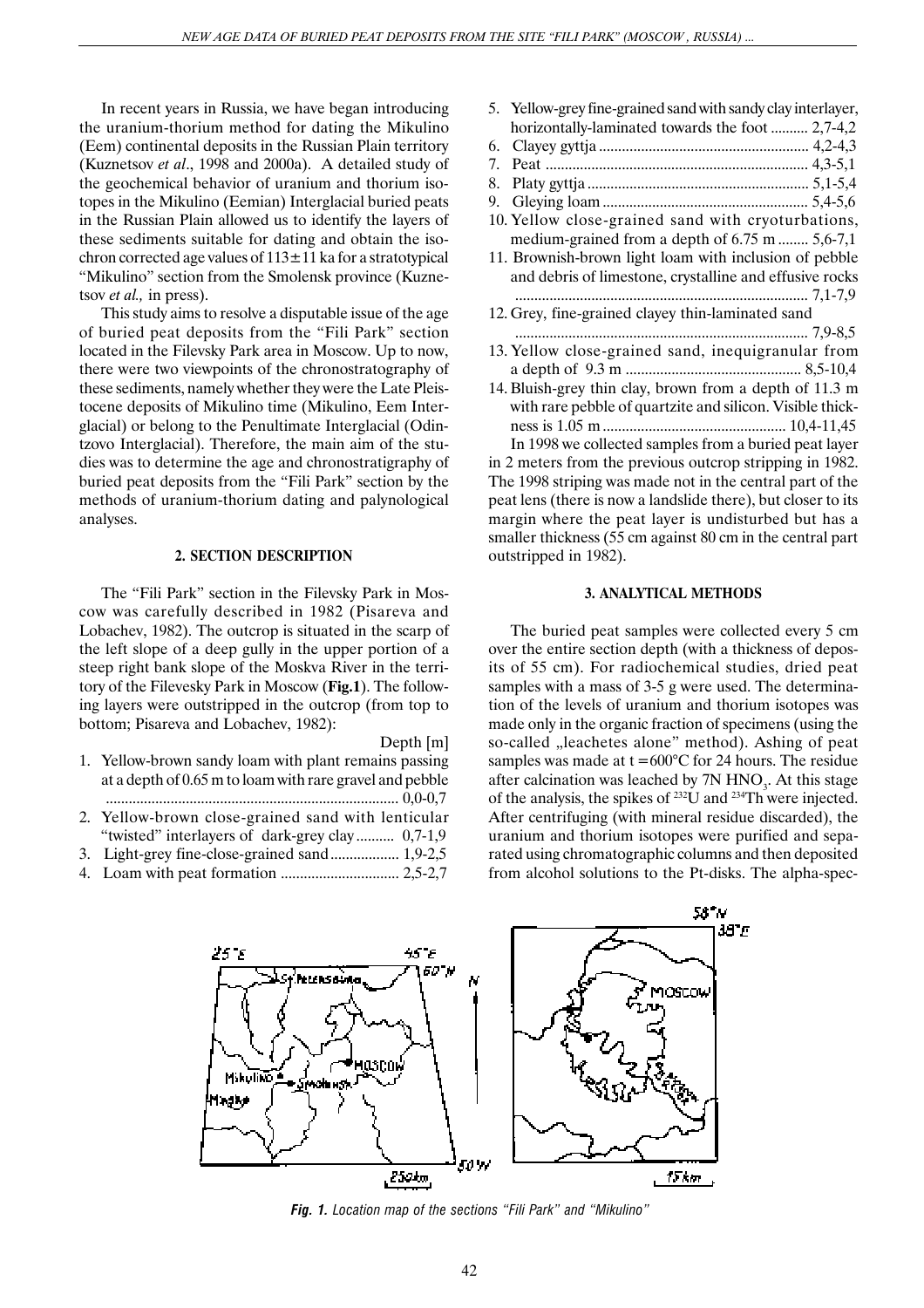In recent years in Russia, we have began introducing the uranium-thorium method for dating the Mikulino (Eem) continental deposits in the Russian Plain territory (Kuznetsov *et al*., 1998 and 2000a). A detailed study of the geochemical behavior of uranium and thorium isotopes in the Mikulino (Eemian) Interglacial buried peats in the Russian Plain allowed us to identify the layers of these sediments suitable for dating and obtain the isochron corrected age values of 113±11 ka for a stratotypical "Mikulino" section from the Smolensk province (Kuznetsov *et al.,* in press).

This study aims to resolve a disputable issue of the age of buried peat deposits from the "Fili Park" section located in the Filevsky Park area in Moscow. Up to now, there were two viewpoints of the chronostratography of these sediments, namely whether they were the Late Pleistocene deposits of Mikulino time (Mikulino, Eem Interglacial) or belong to the Penultimate Interglacial (Odintzovo Interglacial). Therefore, the main aim of the studies was to determine the age and chronostratigraphy of buried peat deposits from the "Fili Park" section by the methods of uranium-thorium dating and palynological analyses.

## 2. SECTION DESCRIPTION

The "Fili Park" section in the Filevsky Park in Moscow was carefully described in 1982 (Pisareva and Lobachev, 1982). The outcrop is situated in the scarp of the left slope of a deep gully in the upper portion of a steep right bank slope of the Moskva River in the territory of the Filevesky Park in Moscow (**Fig.1**). The following layers were outstripped in the outcrop (from top to bottom; Pisareva and Lobachev, 1982):

Depth [m]

1. Yellow-brown sandy loam with plant remains passing at a depth of 0.65 m to loam with rare gravel and pebble ............ 0,0-0,7
2. Yellow-brown close-grained sand with lenticular "twisted" interlayers of dark-grey clay .......... 0,7-1,9
3. Light-grey fine-close-grained sand .......... 1,9-2,5
4. Loam with peat formation .......... 2,5-2,7
5. Yellow-grey fine-grained sand with sandy clay interlayer, horizontally-laminated towards the foot .......... 2,7-4,2
6. Clayey gyttja .......... 4,2-4,3
7. Peat .......... 4,3-5,1
8. Platy gyttja .......... 5,1-5,4
9. Gleying loam .......... 5,4-5,6
10. Yellow close-grained sand with cryoturbations, medium-grained from a depth of 6.75 m .......... 5,6-7,1
11. Brownish-brown light loam with inclusion of pebble and debris of limestone, crystalline and effusive rocks .......... 7,1-7,9
12. Grey, fine-grained clayey thin-laminated sand .......... 7,9-8,5
13. Yellow close-grained sand, inequigranular from a depth of 9.3 m .......... 8,5-10,4
14. Bluish-grey thin clay, brown from a depth of 11.3 m with rare pebble of quartzite and silicon. Visible thickness is 1.05 m .......... 10,4-11,45

In 1998 we collected samples from a buried peat layer in 2 meters from the previous outcrop stripping in 1982. The 1998 striping was made not in the central part of the peat lens (there is now a landslide there), but closer to its margin where the peat layer is undisturbed but has a smaller thickness (55 cm against 80 cm in the central part outstripped in 1982).

## 3. ANALYTICAL METHODS

The buried peat samples were collected every 5 cm over the entire section depth (with a thickness of deposits of 55 cm). For radiochemical studies, dried peat samples with a mass of 3-5 g were used. The determination of the levels of uranium and thorium isotopes was made only in the organic fraction of specimens (using the so-called „leachetes alone" method). Ashing of peat samples was made at t = 600°C for 24 hours. The residue after calcination was leached by 7N $HNO_3$. At this stage of the analysis, the spikes of $^{232}U$ and $^{234}Th$ were injected. After centrifuging (with mineral residue discarded), the uranium and thorium isotopes were purified and separated using chromatographic columns and then deposited from alcohol solutions to the Pt-disks. The alpha-spec-

*Fig. 1. Location map of the sections "Fili Park" and "Mikulino"*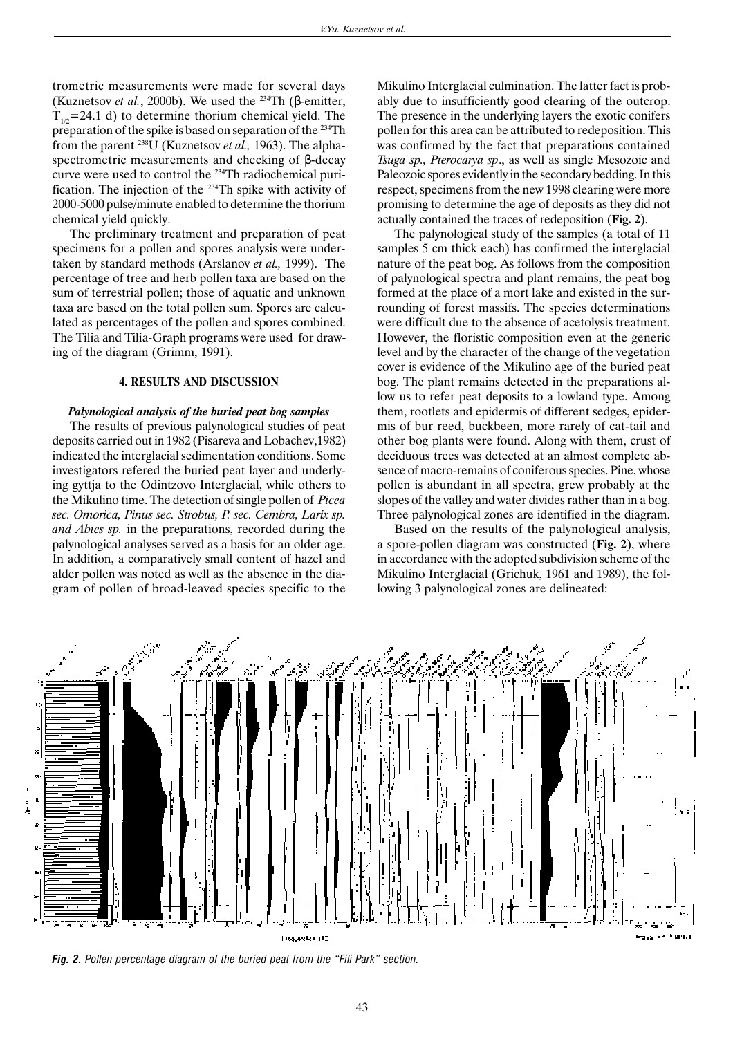trometric measurements were made for several days (Kuznetsov *et al.*, 2000b). We used the $^{234}$Th (β-emitter, $T_{1/2}$=24.1 d) to determine thorium chemical yield. The preparation of the spike is based on separation of the $^{234}$Th from the parent $^{238}$U (Kuznetsov *et al.,* 1963). The alpha-spectrometric measurements and checking of β-decay curve were used to control the $^{234}$Th radiochemical purification. The injection of the $^{234}$Th spike with activity of 2000-5000 pulse/minute enabled to determine the thorium chemical yield quickly.

The preliminary treatment and preparation of peat specimens for a pollen and spores analysis were undertaken by standard methods (Arslanov *et al.,* 1999). The percentage of tree and herb pollen taxa are based on the sum of terrestrial pollen; those of aquatic and unknown taxa are based on the total pollen sum. Spores are calculated as percentages of the pollen and spores combined. The Tilia and Tilia-Graph programs were used for drawing of the diagram (Grimm, 1991).

## 4. RESULTS AND DISCUSSION

### *Palynological analysis of the buried peat bog samples*

The results of previous palynological studies of peat deposits carried out in 1982 (Pisareva and Lobachev,1982) indicated the interglacial sedimentation conditions. Some investigators refered the buried peat layer and underlying gyttja to the Odintzovo Interglacial, while others to the Mikulino time. The detection of single pollen of *Picea sec. Omorica, Pinus sec. Strobus, P. sec. Cembra, Larix sp. and Abies sp.* in the preparations, recorded during the palynological analyses served as a basis for an older age. In addition, a comparatively small content of hazel and alder pollen was noted as well as the absence in the diagram of pollen of broad-leaved species specific to the Mikulino Interglacial culmination. The latter fact is probably due to insufficiently good clearing of the outcrop. The presence in the underlying layers the exotic conifers pollen for this area can be attributed to redeposition. This was confirmed by the fact that preparations contained *Tsuga sp., Pterocarya sp*., as well as single Mesozoic and Paleozoic spores evidently in the secondary bedding. In this respect, specimens from the new 1998 clearing were more promising to determine the age of deposits as they did not actually contained the traces of redeposition (**Fig. 2**).

The palynological study of the samples (a total of 11 samples 5 cm thick each) has confirmed the interglacial nature of the peat bog. As follows from the composition of palynological spectra and plant remains, the peat bog formed at the place of a mort lake and existed in the surrounding of forest massifs. The species determinations were difficult due to the absence of acetolysis treatment. However, the floristic composition even at the generic level and by the character of the change of the vegetation cover is evidence of the Mikulino age of the buried peat bog. The plant remains detected in the preparations allow us to refer peat deposits to a lowland type. Among them, rootlets and epidermis of different sedges, epidermis of bur reed, buckbeen, more rarely of cat-tail and other bog plants were found. Along with them, crust of deciduous trees was detected at an almost complete absence of macro-remains of coniferous species. Pine, whose pollen is abundant in all spectra, grew probably at the slopes of the valley and water divides rather than in a bog. Three palynological zones are identified in the diagram.

Based on the results of the palynological analysis, a spore-pollen diagram was constructed (**Fig. 2**), where in accordance with the adopted subdivision scheme of the Mikulino Interglacial (Grichuk, 1961 and 1989), the following 3 palynological zones are delineated:

***Fig. 2.*** *Pollen percentage diagram of the buried peat from the "Fili Park" section.*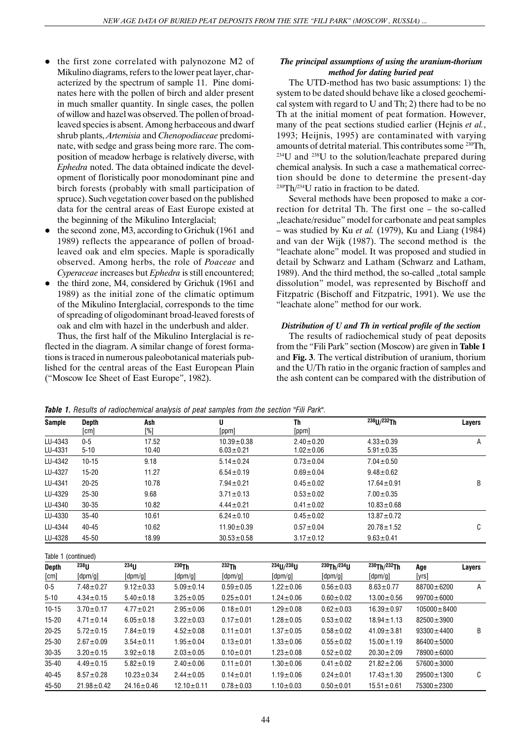- the first zone correlated with palynozone M2 of Mikulino diagrams, refers to the lower peat layer, characterized by the spectrum of sample 11. Pine dominates here with the pollen of birch and alder present in much smaller quantity. In single cases, the pollen of willow and hazel was observed. The pollen of broad-leaved species is absent. Among herbaceous and dwarf shrub plants, *Artemisia* and *Chenopodiaceae* predominate, with sedge and grass being more rare. The composition of meadow herbage is relatively diverse, with *Ephedra* noted. The data obtained indicate the development of floristically poor monodominant pine and birch forests (probably with small participation of spruce). Such vegetation cover based on the published data for the central areas of East Europe existed at the beginning of the Mikulino Interglacial;
- the second zone, M3, according to Grichuk (1961 and 1989) reflects the appearance of pollen of broad-leaved oak and elm species. Maple is sporadically observed. Among herbs, the role of *Poaceae* and *Cyperaceae* increases but *Ephedra* is still encountered;
- the third zone, M4, considered by Grichuk (1961 and 1989) as the initial zone of the climatic optimum of the Mikulino Interglacial, corresponds to the time of spreading of oligodominant broad-leaved forests of oak and elm with hazel in the underbush and alder.

Thus, the first half of the Mikulino Interglacial is reflected in the diagram. A similar change of forest formations is traced in numerous paleobotanical materials published for the central areas of the East European Plain ("Moscow Ice Sheet of East Europe", 1982).

### *The principal assumptions of using the uranium-thorium method for dating buried peat*

The UTD-method has two basic assumptions: 1) the system to be dated should behave like a closed geochemical system with regard to U and Th; 2) there had to be no Th at the initial moment of peat formation. However, many of the peat sections studied earlier (Hejnis *et al.*, 1993; Heijnis, 1995) are contaminated with varying amounts of detrital material. This contributes some $^{230}$Th, $^{234}$U and $^{238}$U to the solution/leachate prepared during chemical analysis. In such a case a mathematical correction should be done to determine the present-day $^{230}$Th/$^{234}$U ratio in fraction to be dated.

Several methods have been proposed to make a correction for detrital Th. The first one – the so-called „leachate/residue" model for carbonate and peat samples – was studied by Ku *et al.* (1979), Ku and Liang (1984) and van der Wijk (1987). The second method is the "leachate alone" model. It was proposed and studied in detail by Schwarz and Latham (Schwarz and Latham, 1989). And the third method, the so-called „total sample dissolution" model, was represented by Bischoff and Fitzpatric (Bischoff and Fitzpatric, 1991). We use the "leachate alone" method for our work.

### *Distribution of U and Th in vertical profile of the section*

The results of radiochemical study of peat deposits from the "Fili Park" section (Moscow) are given in **Table 1** and **Fig. 3**. The vertical distribution of uranium, thorium and the U/Th ratio in the organic fraction of samples and the ash content can be compared with the distribution of

***Table 1.*** *Results of radiochemical analysis of peat samples from the section "Fili Park".*

| Sample | Depth [cm] | Ash [%] | U [ppm] | Th [ppm] | $^{238}$U/$^{232}$Th | Layers |
|---|---|---|---|---|---|---|
| LU-4343 | 0-5 | 17.52 | 10.39±0.38 | 2.40±0.20 | 4.33±0.39 | A |
| LU-4331 | 5-10 | 10.40 | 6.03±0.21 | 1.02±0.06 | 5.91±0.35 | |
| LU-4342 | 10-15 | 9.18 | 5.14±0.24 | 0.73±0.04 | 7.04±0.50 | |
| LU-4327 | 15-20 | 11.27 | 6.54±0.19 | 0.69±0.04 | 9.48±0.62 | |
| LU-4341 | 20-25 | 10.78 | 7.94±0.21 | 0.45±0.02 | 17.64±0.91 | B |
| LU-4329 | 25-30 | 9.68 | 3.71±0.13 | 0.53±0.02 | 7.00±0.35 | |
| LU-4340 | 30-35 | 10.82 | 4.44±0.21 | 0.41±0.02 | 10.83±0.68 | |
| LU-4330 | 35-40 | 10.61 | 6.24±0.10 | 0.45±0.02 | 13.87±0.72 | |
| LU-4344 | 40-45 | 10.62 | 11.90±0.39 | 0.57±0.04 | 20.78±1.52 | C |
| LU-4328 | 45-50 | 18.99 | 30.53±0.58 | 3.17±0.12 | 9.63±0.41 | |

Table 1 (continued)

| Depth [cm] | $^{238}$U [dpm/g] | $^{234}$U [dpm/g] | $^{230}$Th [dpm/g] | $^{232}$Th [dpm/g] | $^{234}$U/$^{238}$U [dpm/g] | $^{230}$Th/$^{234}$U [dpm/g] | $^{230}$Th/$^{232}$Th [dpm/g] | Age [yrs] | Layers |
|---|---|---|---|---|---|---|---|---|---|
| 0-5 | 7.48±0.27 | 9.12±0.33 | 5.09±0.14 | 0.59±0.05 | 1.22±0.06 | 0.56±0.03 | 8.63±0.77 | 88700±6200 | A |
| 5-10 | 4.34±0.15 | 5.40±0.18 | 3.25±0.05 | 0.25±0.01 | 1.24±0.06 | 0.60±0.02 | 13.00±0.56 | 99700±6000 | |
| 10-15 | 3.70±0.17 | 4.77±0.21 | 2.95±0.06 | 0.18±0.01 | 1.29±0.08 | 0.62±0.03 | 16.39±0.97 | 105000±8400 | |
| 15-20 | 4.71±0.14 | 6.05±0.18 | 3.22±0.03 | 0.17±0.01 | 1.28±0.05 | 0.53±0.02 | 18.94±1.13 | 82500±3900 | |
| 20-25 | 5.72±0.15 | 7.84±0.19 | 4.52±0.08 | 0.11±0.01 | 1.37±0.05 | 0.58±0.02 | 41.09±3.81 | 93300±4400 | B |
| 25-30 | 2.67±0.09 | 3.54±0.11 | 1.95±0.04 | 0.13±0.01 | 1.33±0.06 | 0.55±0.02 | 15.00±1.19 | 86400±5000 | |
| 30-35 | 3.20±0.15 | 3.92±0.18 | 2.03±0.05 | 0.10±0.01 | 1.23±0.08 | 0.52±0.02 | 20.30±2.09 | 78900±6000 | |
| 35-40 | 4.49±0.15 | 5.82±0.19 | 2.40±0.06 | 0.11±0.01 | 1.30±0.06 | 0.41±0.02 | 21.82±2.06 | 57600±3000 | |
| 40-45 | 8.57±0.28 | 10.23±0.34 | 2.44±0.05 | 0.14±0.01 | 1.19±0.06 | 0.24±0.01 | 17.43±1.30 | 29500±1300 | C |
| 45-50 | 21.98±0.42 | 24.16±0.46 | 12.10±0.11 | 0.78±0.03 | 1.10±0.03 | 0.50±0.01 | 15.51±0.61 | 75300±2300 | |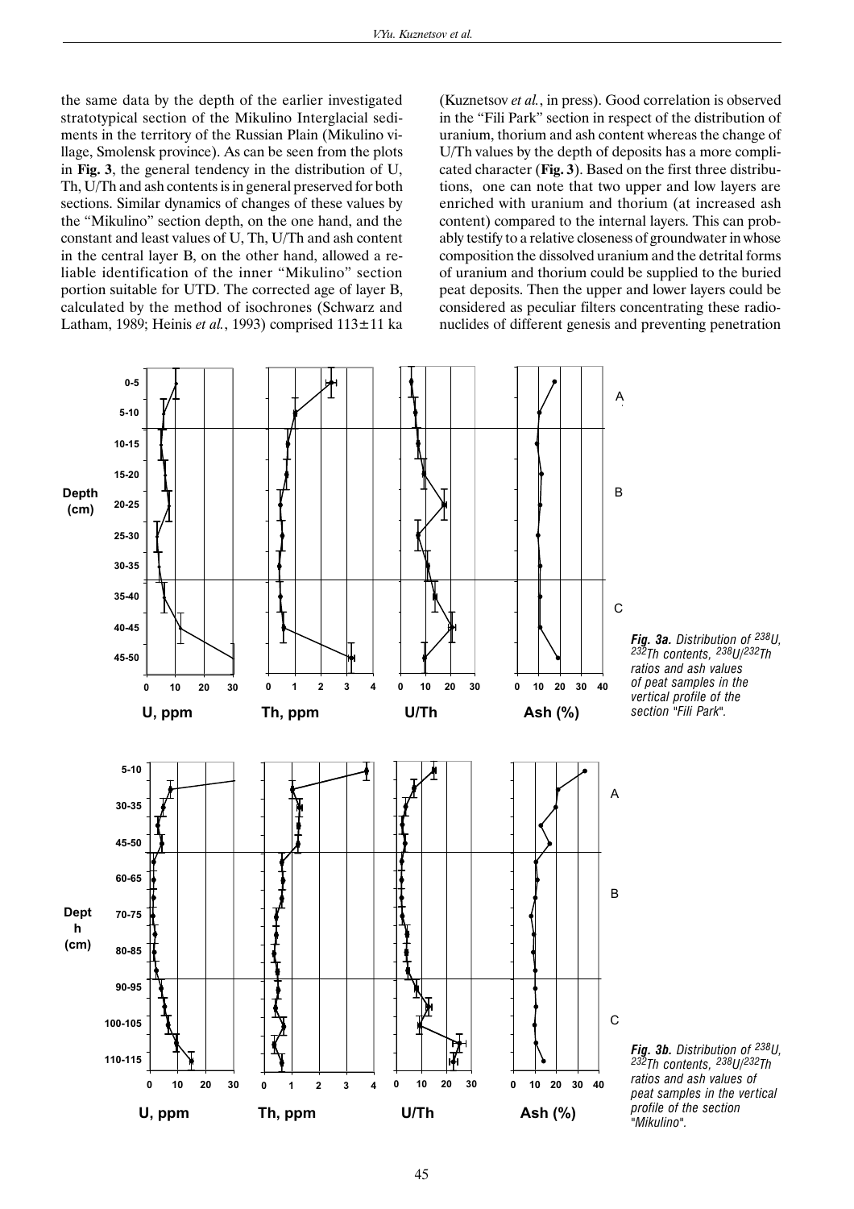the same data by the depth of the earlier investigated stratotypical section of the Mikulino Interglacial sediments in the territory of the Russian Plain (Mikulino village, Smolensk province). As can be seen from the plots in **Fig. 3**, the general tendency in the distribution of U, Th, U/Th and ash contents is in general preserved for both sections. Similar dynamics of changes of these values by the "Mikulino" section depth, on the one hand, and the constant and least values of U, Th, U/Th and ash content in the central layer B, on the other hand, allowed a reliable identification of the inner "Mikulino" section portion suitable for UTD. The corrected age of layer B, calculated by the method of isochrones (Schwarz and Latham, 1989; Heinis *et al.*, 1993) comprised 113±11 ka (Kuznetsov *et al.*, in press). Good correlation is observed in the "Fili Park" section in respect of the distribution of uranium, thorium and ash content whereas the change of U/Th values by the depth of deposits has a more complicated character (**Fig. 3**). Based on the first three distributions, one can note that two upper and low layers are enriched with uranium and thorium (at increased ash content) compared to the internal layers. This can probably testify to a relative closeness of groundwater in whose composition the dissolved uranium and the detrital forms of uranium and thorium could be supplied to the buried peat deposits. Then the upper and lower layers could be considered as peculiar filters concentrating these radionuclides of different genesis and preventing penetration

***Fig. 3a.*** *Distribution of $^{238}U$, $^{232}Th$ contents, $^{238}U/^{232}Th$ ratios and ash values of peat samples in the vertical profile of the section "Fili Park".*

***Fig. 3b.*** *Distribution of $^{238}U$, $^{232}Th$ contents, $^{238}U/^{232}Th$ ratios and ash values of peat samples in the vertical profile of the section "Mikulino".*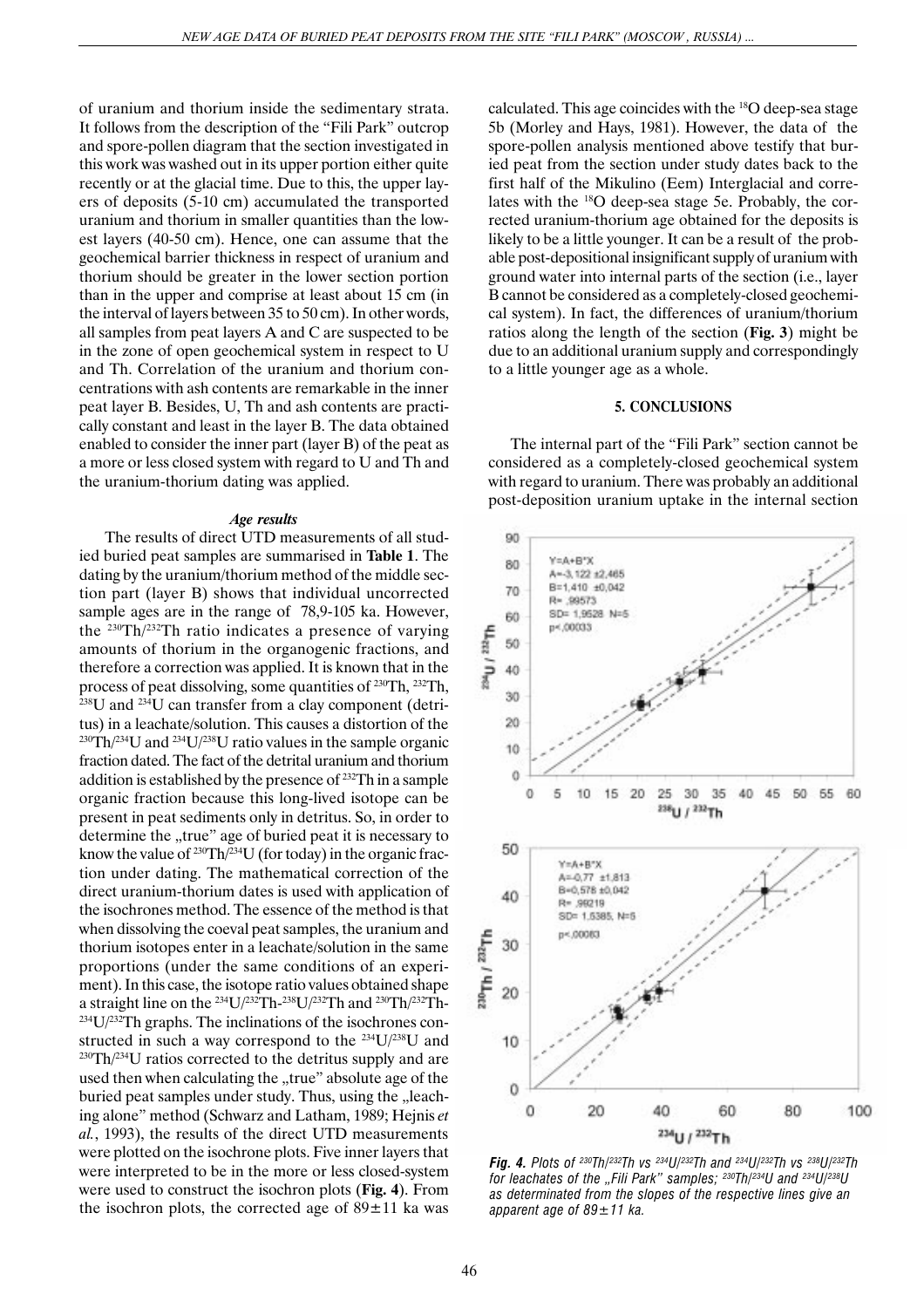of uranium and thorium inside the sedimentary strata. It follows from the description of the "Fili Park" outcrop and spore-pollen diagram that the section investigated in this work was washed out in its upper portion either quite recently or at the glacial time. Due to this, the upper layers of deposits (5-10 cm) accumulated the transported uranium and thorium in smaller quantities than in the lowest layers (40-50 cm). Hence, one can assume that the geochemical barrier thickness in respect of uranium and thorium should be greater in the lower section portion than in the upper and comprise at least about 15 cm (in the interval of layers between 35 to 50 cm). In other words, all samples from peat layers A and C are suspected to be in the zone of open geochemical system in respect to U and Th. Correlation of the uranium and thorium concentrations with ash contents are remarkable in the inner peat layer B. Besides, U, Th and ash contents are practically constant and least in the layer B. The data obtained enabled to consider the inner part (layer B) of the peat as a more or less closed system with regard to U and Th and the uranium-thorium dating was applied.

### *Age results*

The results of direct UTD measurements of all studied buried peat samples are summarised in **Table 1**. The dating by the uranium/thorium method of the middle section part (layer B) shows that individual uncorrected sample ages are in the range of 78,9-105 ka. However, the $^{230}Th/^{232}Th$ ratio indicates a presence of varying amounts of thorium in the organogenic fractions, and therefore a correction was applied. It is known that in the process of peat dissolving, some quantities of $^{230}Th$, $^{232}Th$, $^{238}U$ and $^{234}U$ can transfer from a clay component (detritus) in a leachate/solution. This causes a distortion of the $^{230}Th/^{234}U$ and $^{234}U/^{238}U$ ratio values in the sample organic fraction dated. The fact of the detrital uranium and thorium addition is established by the presence of $^{232}Th$ in a sample organic fraction because this long-lived isotope can be present in peat sediments only in detritus. So, in order to determine the „true" age of buried peat it is necessary to know the value of $^{230}Th/^{234}U$ (for today) in the organic fraction under dating. The mathematical correction of the direct uranium-thorium dates is used with application of the isochrones method. The essence of the method is that when dissolving the coeval peat samples, the uranium and thorium isotopes enter in a leachate/solution in the same proportions (under the same conditions of an experiment). In this case, the isotope ratio values obtained shape a straight line on the $^{234}U/^{232}Th$-$^{238}U/^{232}Th$ and $^{230}Th/^{232}Th$-$^{234}U/^{232}Th$ graphs. The inclinations of the isochrones constructed in such a way correspond to the $^{234}U/^{238}U$ and $^{230}Th/^{234}U$ ratios corrected to the detritus supply and are used then when calculating the „true" absolute age of the buried peat samples under study. Thus, using the „leaching alone" method (Schwarz and Latham, 1989; Hejnis *et al.*, 1993), the results of the direct UTD measurements were plotted on the isochrone plots. Five inner layers that were interpreted to be in the more or less closed-system were used to construct the isochron plots (**Fig. 4**). From the isochron plots, the corrected age of 89±11 ka was calculated. This age coincides with the $^{18}O$ deep-sea stage 5b (Morley and Hays, 1981). However, the data of the spore-pollen analysis mentioned above testify that buried peat from the section under study dates back to the first half of the Mikulino (Eem) Interglacial and correlates with the $^{18}O$ deep-sea stage 5e. Probably, the corrected uranium-thorium age obtained for the deposits is likely to be a little younger. It can be a result of the probable post-depositional insignificant supply of uranium with ground water into internal parts of the section (i.e., layer B cannot be considered as a completely-closed geochemical system). In fact, the differences of uranium/thorium ratios along the length of the section (**Fig. 3**) might be due to an additional uranium supply and correspondingly to a little younger age as a whole.

## 5. CONCLUSIONS

The internal part of the "Fili Park" section cannot be considered as a completely-closed geochemical system with regard to uranium. There was probably an additional post-deposition uranium uptake in the internal section

***Fig. 4.*** *Plots of $^{230}Th/^{232}Th$ vs $^{234}U/^{232}Th$ and $^{234}U/^{232}Th$ vs $^{238}U/^{232}Th$ for leachates of the „Fili Park" samples; $^{230}Th/^{234}U$ and $^{234}U/^{238}U$ as determinated from the slopes of the respective lines give an apparent age of 89±11 ka.*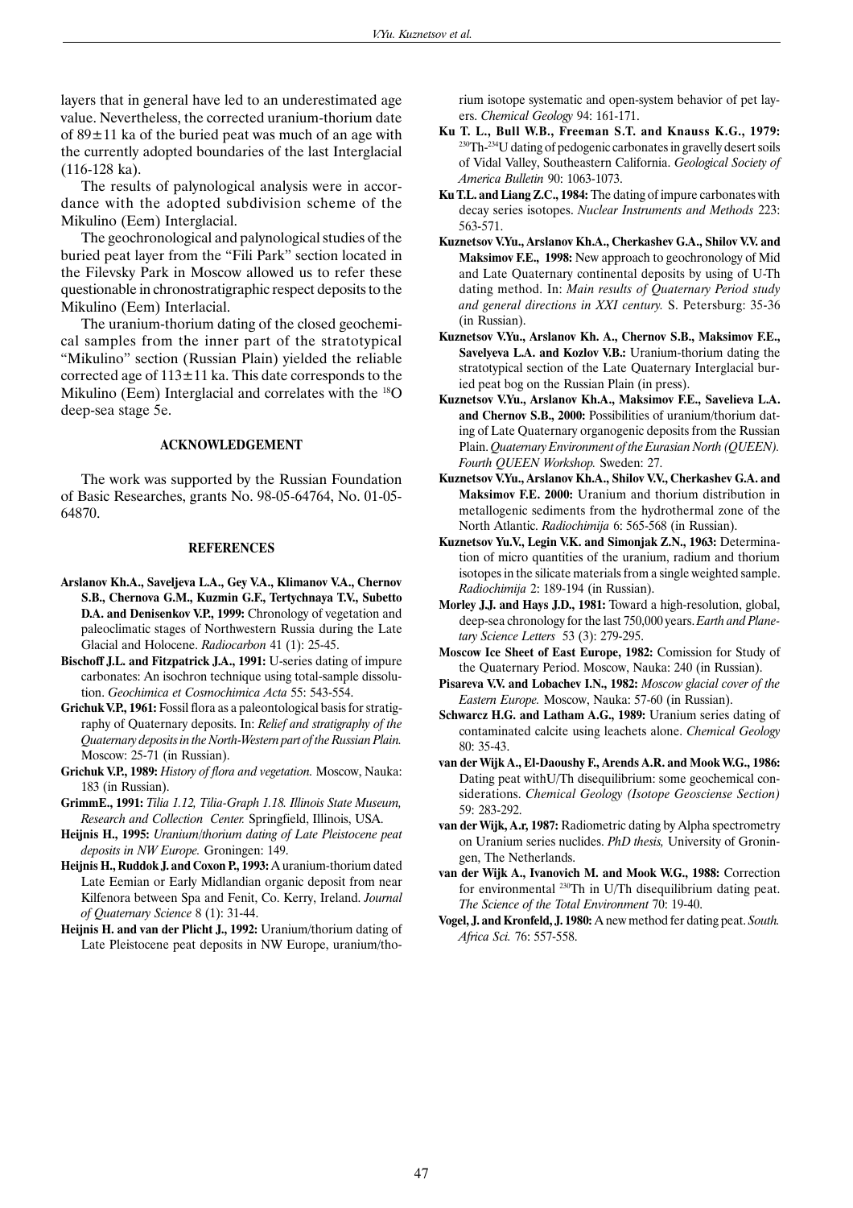layers that in general have led to an underestimated age value. Nevertheless, the corrected uranium-thorium date of 89±11 ka of the buried peat was much of an age with the currently adopted boundaries of the last Interglacial (116-128 ka).

The results of palynological analysis were in accordance with the adopted subdivision scheme of the Mikulino (Eem) Interglacial.

The geochronological and palynological studies of the buried peat layer from the "Fili Park" section located in the Filevsky Park in Moscow allowed us to refer these questionable in chronostratigraphic respect deposits to the Mikulino (Eem) Interlacial.

The uranium-thorium dating of the closed geochemical samples from the inner part of the stratotypical "Mikulino" section (Russian Plain) yielded the reliable corrected age of 113±11 ka. This date corresponds to the Mikulino (Eem) Interglacial and correlates with the $^{18}O$ deep-sea stage 5e.

## ACKNOWLEDGEMENT

The work was supported by the Russian Foundation of Basic Researches, grants No. 98-05-64764, No. 01-05-64870.

## REFERENCES

**Arslanov Kh.A., Saveljeva L.A., Gey V.A., Klimanov V.A., Chernov S.B., Chernova G.M., Kuzmin G.F., Tertychnaya T.V., Subetto D.A. and Denisenkov V.P., 1999:** Chronology of vegetation and paleoclimatic stages of Northwestern Russia during the Late Glacial and Holocene. *Radiocarbon* 41 (1): 25-45.

**Bischoff J.L. and Fitzpatrick J.A., 1991:** U-series dating of impure carbonates: An isochron technique using total-sample dissolution. *Geochimica et Cosmochimica Acta* 55: 543-554.

**Grichuk V.P., 1961:** Fossil flora as a paleontological basis for stratigraphy of Quaternary deposits. In: *Relief and stratigraphy of the Quaternary deposits in the North-Western part of the Russian Plain.* Moscow: 25-71 (in Russian).

**Grichuk V.P., 1989:** *History of flora and vegetation.* Moscow, Nauka: 183 (in Russian).

**GrimmE., 1991:** *Tilia 1.12, Tilia-Graph 1.18. Illinois State Museum, Research and Collection Center.* Springfield, Illinois, USA.

**Heijnis H., 1995:** *Uranium/thorium dating of Late Pleistocene peat deposits in NW Europe.* Groningen: 149.

**Heijnis H., Ruddok J. and Coxon P., 1993:** A uranium-thorium dated Late Eemian or Early Midlandian organic deposit from near Kilfenora between Spa and Fenit, Co. Kerry, Ireland. *Journal of Quaternary Science* 8 (1): 31-44.

**Heijnis H. and van der Plicht J., 1992:** Uranium/thorium dating of Late Pleistocene peat deposits in NW Europe, uranium/thorium isotope systematic and open-system behavior of pet layers. *Chemical Geology* 94: 161-171.

**Ku T. L., Bull W.B., Freeman S.T. and Knauss K.G., 1979:** $^{230}Th$-$^{234}U$ dating of pedogenic carbonates in gravelly desert soils of Vidal Valley, Southeastern California. *Geological Society of America Bulletin* 90: 1063-1073.

**Ku T.L. and Liang Z.C., 1984:** The dating of impure carbonates with decay series isotopes. *Nuclear Instruments and Methods* 223: 563-571.

**Kuznetsov V.Yu., Arslanov Kh.A., Cherkashev G.A., Shilov V.V. and Maksimov F.E., 1998:** New approach to geochronology of Mid and Late Quaternary continental deposits by using of U-Th dating method. In: *Main results of Quaternary Period study and general directions in XXI century.* S. Petersburg: 35-36 (in Russian).

**Kuznetsov V.Yu., Arslanov Kh. A., Chernov S.B., Maksimov F.E., Savelyeva L.A. and Kozlov V.B.:** Uranium-thorium dating the stratotypical section of the Late Quaternary Interglacial buried peat bog on the Russian Plain (in press).

**Kuznetsov V.Yu., Arslanov Kh.A., Maksimov F.E., Savelieva L.A. and Chernov S.B., 2000:** Possibilities of uranium/thorium dating of Late Quaternary organogenic deposits from the Russian Plain. *Quaternary Environment of the Eurasian North (QUEEN). Fourth QUEEN Workshop.* Sweden: 27.

**Kuznetsov V.Yu., Arslanov Kh.A., Shilov V.V., Cherkashev G.A. and Maksimov F.E. 2000:** Uranium and thorium distribution in metallogenic sediments from the hydrothermal zone of the North Atlantic. *Radiochimija* 6: 565-568 (in Russian).

**Kuznetsov Yu.V., Legin V.K. and Simonjak Z.N., 1963:** Determination of micro quantities of the uranium, radium and thorium isotopes in the silicate materials from a single weighted sample. *Radiochimija* 2: 189-194 (in Russian).

**Morley J.J. and Hays J.D., 1981:** Toward a high-resolution, global, deep-sea chronology for the last 750,000 years. *Earth and Planetary Science Letters* 53 (3): 279-295.

**Moscow Ice Sheet of East Europe, 1982:** Comission for Study of the Quaternary Period. Moscow, Nauka: 240 (in Russian).

**Pisareva V.V. and Lobachev I.N., 1982:** *Moscow glacial cover of the Eastern Europe.* Moscow, Nauka: 57-60 (in Russian).

**Schwarcz H.G. and Latham A.G., 1989:** Uranium series dating of contaminated calcite using leachets alone. *Chemical Geology* 80: 35-43.

**van der Wijk A., El-Daoushy F., Arends A.R. and Mook W.G., 1986:** Dating peat withU/Th disequilibrium: some geochemical considerations. *Chemical Geology (Isotope Geosciense Section)* 59: 283-292.

**van der Wijk, A.r, 1987:** Radiometric dating by Alpha spectrometry on Uranium series nuclides. *PhD thesis,* University of Groningen, The Netherlands.

**van der Wijk A., Ivanovich M. and Mook W.G., 1988:** Correction for environmental $^{230}Th$ in U/Th disequilibrium dating peat. *The Science of the Total Environment* 70: 19-40.

**Vogel, J. and Kronfeld, J. 1980:** A new method fer dating peat. *South. Africa Sci.* 76: 557-558.